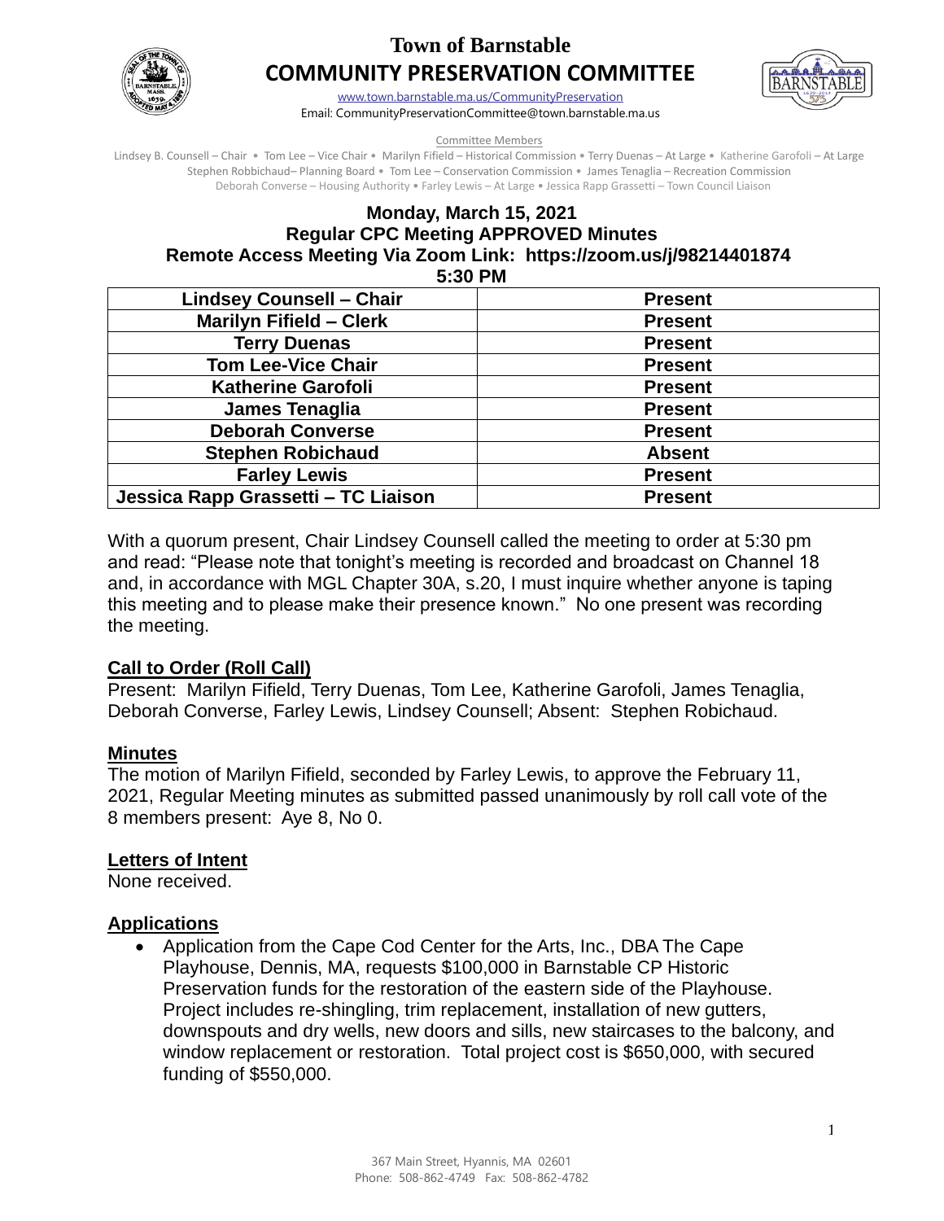# Town of Barnstable
# COMMUNITY PRESERVATION COMMITTEE

www.town.barnstable.ma.us/CommunityPreservation
Email: CommunityPreservationCommittee@town.barnstable.ma.us

Committee Members

Lindsey B. Counsell – Chair • Tom Lee – Vice Chair • Marilyn Fifield – Historical Commission • Terry Duenas – At Large • Katherine Garofoli – At Large
Stephen Robbichaud– Planning Board • Tom Lee – Conservation Commission • James Tenaglia – Recreation Commission
Deborah Converse – Housing Authority • Farley Lewis – At Large • Jessica Rapp Grassetti – Town Council Liaison

## Monday, March 15, 2021
## Regular CPC Meeting APPROVED Minutes
## Remote Access Meeting Via Zoom Link: https://zoom.us/j/98214401874
## 5:30 PM

| | |
|---|---|
| **Lindsey Counsell – Chair** | **Present** |
| **Marilyn Fifield – Clerk** | **Present** |
| **Terry Duenas** | **Present** |
| **Tom Lee-Vice Chair** | **Present** |
| **Katherine Garofoli** | **Present** |
| **James Tenaglia** | **Present** |
| **Deborah Converse** | **Present** |
| **Stephen Robichaud** | **Absent** |
| **Farley Lewis** | **Present** |
| **Jessica Rapp Grassetti – TC Liaison** | **Present** |

With a quorum present, Chair Lindsey Counsell called the meeting to order at 5:30 pm and read: "Please note that tonight's meeting is recorded and broadcast on Channel 18 and, in accordance with MGL Chapter 30A, s.20, I must inquire whether anyone is taping this meeting and to please make their presence known." No one present was recording the meeting.

### Call to Order (Roll Call)

Present: Marilyn Fifield, Terry Duenas, Tom Lee, Katherine Garofoli, James Tenaglia, Deborah Converse, Farley Lewis, Lindsey Counsell; Absent: Stephen Robichaud.

### Minutes

The motion of Marilyn Fifield, seconded by Farley Lewis, to approve the February 11, 2021, Regular Meeting minutes as submitted passed unanimously by roll call vote of the 8 members present: Aye 8, No 0.

### Letters of Intent

None received.

### Applications

- Application from the Cape Cod Center for the Arts, Inc., DBA The Cape Playhouse, Dennis, MA, requests $100,000 in Barnstable CP Historic Preservation funds for the restoration of the eastern side of the Playhouse. Project includes re-shingling, trim replacement, installation of new gutters, downspouts and dry wells, new doors and sills, new staircases to the balcony, and window replacement or restoration. Total project cost is $650,000, with secured funding of $550,000.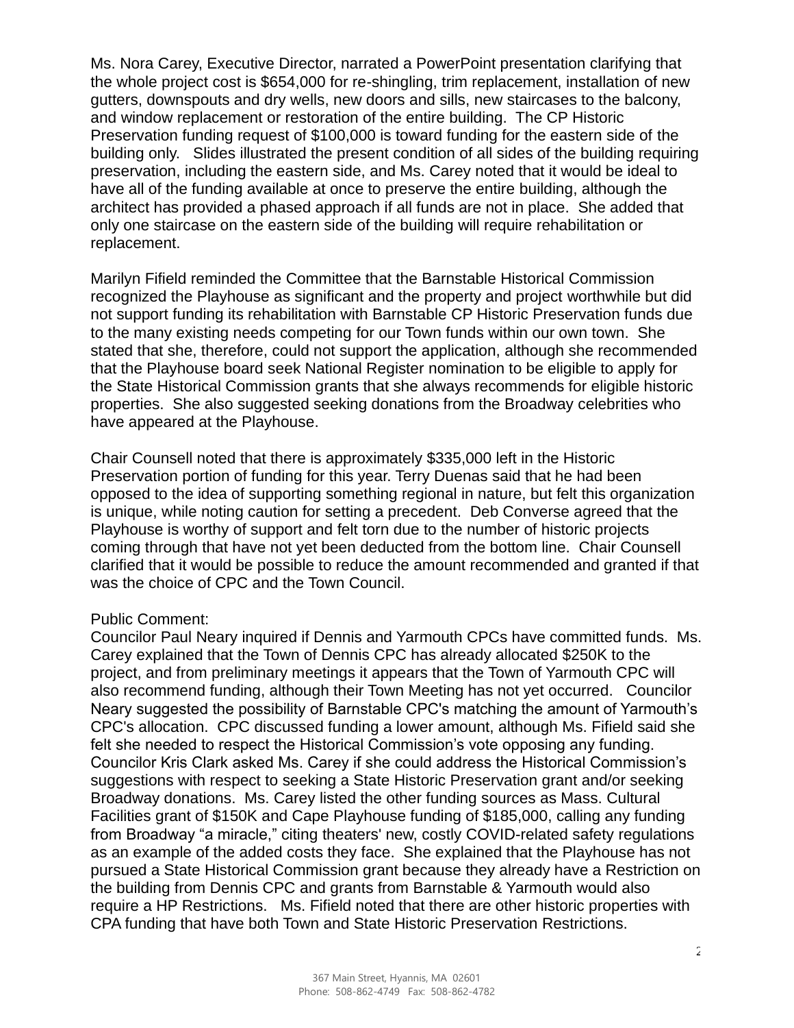Ms. Nora Carey, Executive Director, narrated a PowerPoint presentation clarifying that the whole project cost is $654,000 for re-shingling, trim replacement, installation of new gutters, downspouts and dry wells, new doors and sills, new staircases to the balcony, and window replacement or restoration of the entire building. The CP Historic Preservation funding request of $100,000 is toward funding for the eastern side of the building only. Slides illustrated the present condition of all sides of the building requiring preservation, including the eastern side, and Ms. Carey noted that it would be ideal to have all of the funding available at once to preserve the entire building, although the architect has provided a phased approach if all funds are not in place. She added that only one staircase on the eastern side of the building will require rehabilitation or replacement.

Marilyn Fifield reminded the Committee that the Barnstable Historical Commission recognized the Playhouse as significant and the property and project worthwhile but did not support funding its rehabilitation with Barnstable CP Historic Preservation funds due to the many existing needs competing for our Town funds within our own town. She stated that she, therefore, could not support the application, although she recommended that the Playhouse board seek National Register nomination to be eligible to apply for the State Historical Commission grants that she always recommends for eligible historic properties. She also suggested seeking donations from the Broadway celebrities who have appeared at the Playhouse.

Chair Counsell noted that there is approximately $335,000 left in the Historic Preservation portion of funding for this year. Terry Duenas said that he had been opposed to the idea of supporting something regional in nature, but felt this organization is unique, while noting caution for setting a precedent. Deb Converse agreed that the Playhouse is worthy of support and felt torn due to the number of historic projects coming through that have not yet been deducted from the bottom line. Chair Counsell clarified that it would be possible to reduce the amount recommended and granted if that was the choice of CPC and the Town Council.

Public Comment:
Councilor Paul Neary inquired if Dennis and Yarmouth CPCs have committed funds. Ms. Carey explained that the Town of Dennis CPC has already allocated $250K to the project, and from preliminary meetings it appears that the Town of Yarmouth CPC will also recommend funding, although their Town Meeting has not yet occurred. Councilor Neary suggested the possibility of Barnstable CPC's matching the amount of Yarmouth's CPC's allocation. CPC discussed funding a lower amount, although Ms. Fifield said she felt she needed to respect the Historical Commission's vote opposing any funding. Councilor Kris Clark asked Ms. Carey if she could address the Historical Commission's suggestions with respect to seeking a State Historic Preservation grant and/or seeking Broadway donations. Ms. Carey listed the other funding sources as Mass. Cultural Facilities grant of $150K and Cape Playhouse funding of $185,000, calling any funding from Broadway "a miracle," citing theaters' new, costly COVID-related safety regulations as an example of the added costs they face. She explained that the Playhouse has not pursued a State Historical Commission grant because they already have a Restriction on the building from Dennis CPC and grants from Barnstable & Yarmouth would also require a HP Restrictions. Ms. Fifield noted that there are other historic properties with CPA funding that have both Town and State Historic Preservation Restrictions.

367 Main Street, Hyannis, MA 02601
Phone: 508-862-4749 Fax: 508-862-4782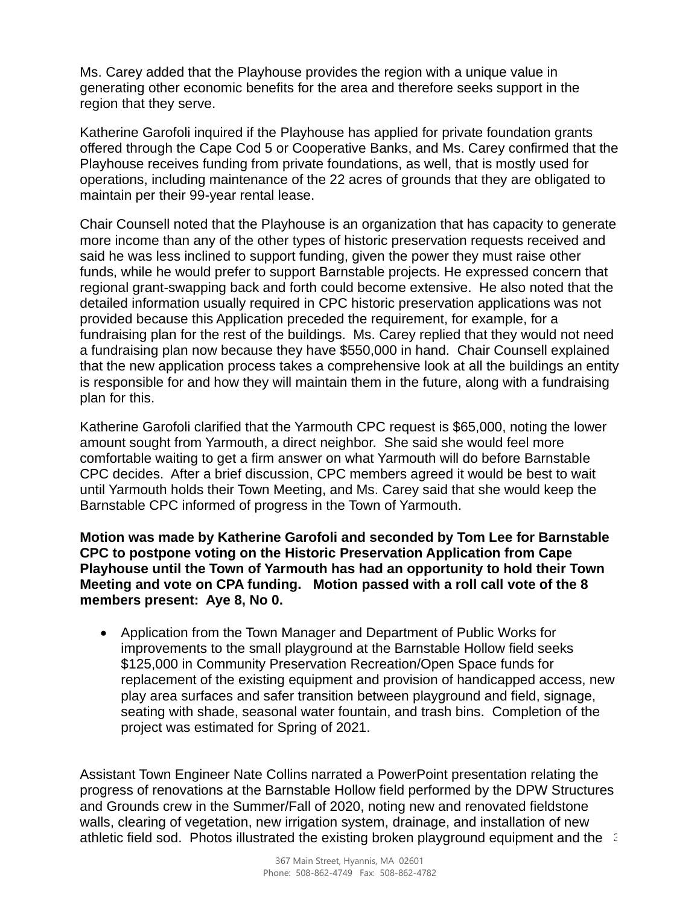Ms. Carey added that the Playhouse provides the region with a unique value in generating other economic benefits for the area and therefore seeks support in the region that they serve.

Katherine Garofoli inquired if the Playhouse has applied for private foundation grants offered through the Cape Cod 5 or Cooperative Banks, and Ms. Carey confirmed that the Playhouse receives funding from private foundations, as well, that is mostly used for operations, including maintenance of the 22 acres of grounds that they are obligated to maintain per their 99-year rental lease.

Chair Counsell noted that the Playhouse is an organization that has capacity to generate more income than any of the other types of historic preservation requests received and said he was less inclined to support funding, given the power they must raise other funds, while he would prefer to support Barnstable projects. He expressed concern that regional grant-swapping back and forth could become extensive. He also noted that the detailed information usually required in CPC historic preservation applications was not provided because this Application preceded the requirement, for example, for a fundraising plan for the rest of the buildings. Ms. Carey replied that they would not need a fundraising plan now because they have $550,000 in hand. Chair Counsell explained that the new application process takes a comprehensive look at all the buildings an entity is responsible for and how they will maintain them in the future, along with a fundraising plan for this.

Katherine Garofoli clarified that the Yarmouth CPC request is $65,000, noting the lower amount sought from Yarmouth, a direct neighbor. She said she would feel more comfortable waiting to get a firm answer on what Yarmouth will do before Barnstable CPC decides. After a brief discussion, CPC members agreed it would be best to wait until Yarmouth holds their Town Meeting, and Ms. Carey said that she would keep the Barnstable CPC informed of progress in the Town of Yarmouth.

**Motion was made by Katherine Garofoli and seconded by Tom Lee for Barnstable CPC to postpone voting on the Historic Preservation Application from Cape Playhouse until the Town of Yarmouth has had an opportunity to hold their Town Meeting and vote on CPA funding. Motion passed with a roll call vote of the 8 members present: Aye 8, No 0.**

- Application from the Town Manager and Department of Public Works for improvements to the small playground at the Barnstable Hollow field seeks $125,000 in Community Preservation Recreation/Open Space funds for replacement of the existing equipment and provision of handicapped access, new play area surfaces and safer transition between playground and field, signage, seating with shade, seasonal water fountain, and trash bins. Completion of the project was estimated for Spring of 2021.

Assistant Town Engineer Nate Collins narrated a PowerPoint presentation relating the progress of renovations at the Barnstable Hollow field performed by the DPW Structures and Grounds crew in the Summer/Fall of 2020, noting new and renovated fieldstone walls, clearing of vegetation, new irrigation system, drainage, and installation of new athletic field sod. Photos illustrated the existing broken playground equipment and the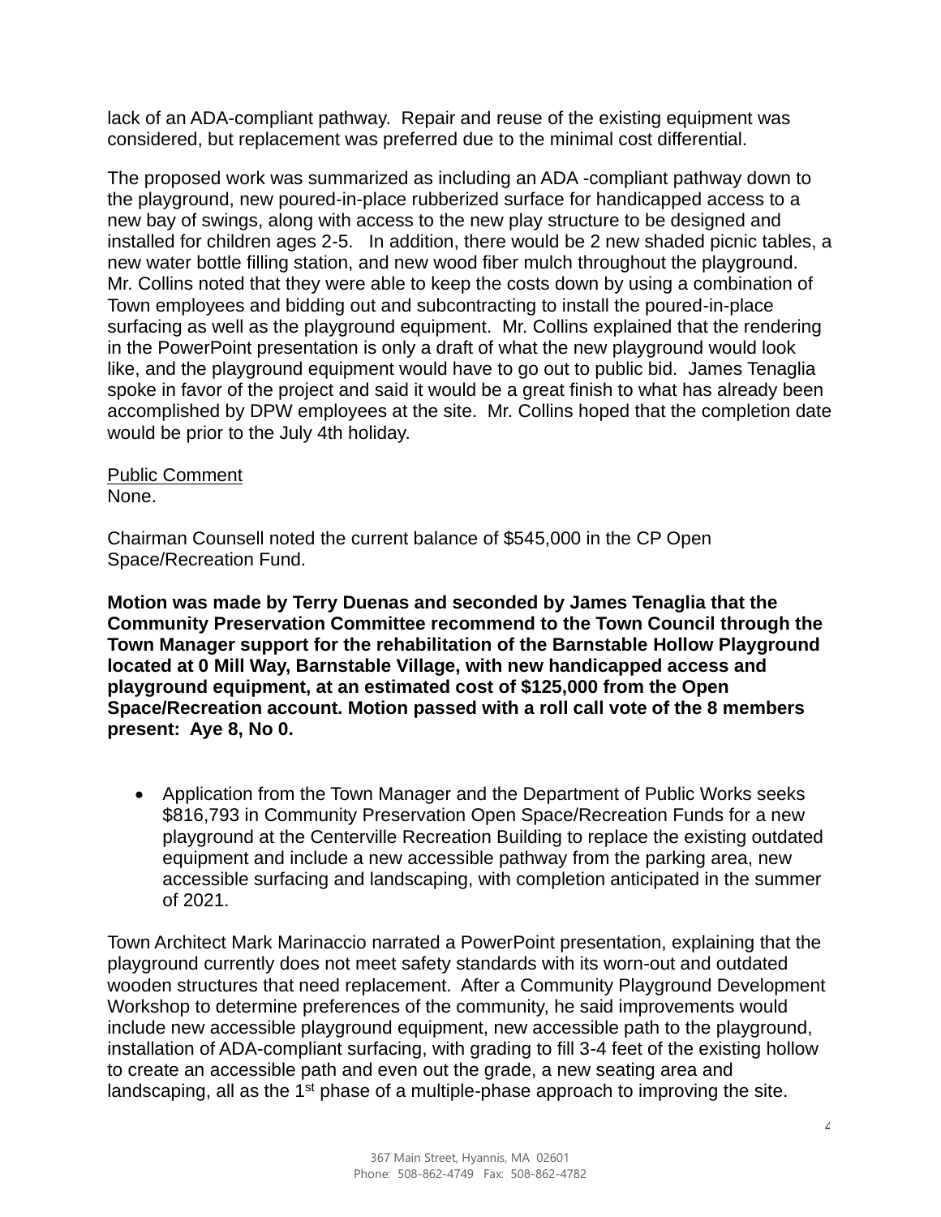lack of an ADA-compliant pathway. Repair and reuse of the existing equipment was considered, but replacement was preferred due to the minimal cost differential.

The proposed work was summarized as including an ADA -compliant pathway down to the playground, new poured-in-place rubberized surface for handicapped access to a new bay of swings, along with access to the new play structure to be designed and installed for children ages 2-5. In addition, there would be 2 new shaded picnic tables, a new water bottle filling station, and new wood fiber mulch throughout the playground. Mr. Collins noted that they were able to keep the costs down by using a combination of Town employees and bidding out and subcontracting to install the poured-in-place surfacing as well as the playground equipment. Mr. Collins explained that the rendering in the PowerPoint presentation is only a draft of what the new playground would look like, and the playground equipment would have to go out to public bid. James Tenaglia spoke in favor of the project and said it would be a great finish to what has already been accomplished by DPW employees at the site. Mr. Collins hoped that the completion date would be prior to the July 4th holiday.

<u>Public Comment</u>
None.

Chairman Counsell noted the current balance of $545,000 in the CP Open Space/Recreation Fund.

**Motion was made by Terry Duenas and seconded by James Tenaglia that the Community Preservation Committee recommend to the Town Council through the Town Manager support for the rehabilitation of the Barnstable Hollow Playground located at 0 Mill Way, Barnstable Village, with new handicapped access and playground equipment, at an estimated cost of $125,000 from the Open Space/Recreation account. Motion passed with a roll call vote of the 8 members present: Aye 8, No 0.**

- Application from the Town Manager and the Department of Public Works seeks $816,793 in Community Preservation Open Space/Recreation Funds for a new playground at the Centerville Recreation Building to replace the existing outdated equipment and include a new accessible pathway from the parking area, new accessible surfacing and landscaping, with completion anticipated in the summer of 2021.

Town Architect Mark Marinaccio narrated a PowerPoint presentation, explaining that the playground currently does not meet safety standards with its worn-out and outdated wooden structures that need replacement. After a Community Playground Development Workshop to determine preferences of the community, he said improvements would include new accessible playground equipment, new accessible path to the playground, installation of ADA-compliant surfacing, with grading to fill 3-4 feet of the existing hollow to create an accessible path and even out the grade, a new seating area and landscaping, all as the 1st phase of a multiple-phase approach to improving the site.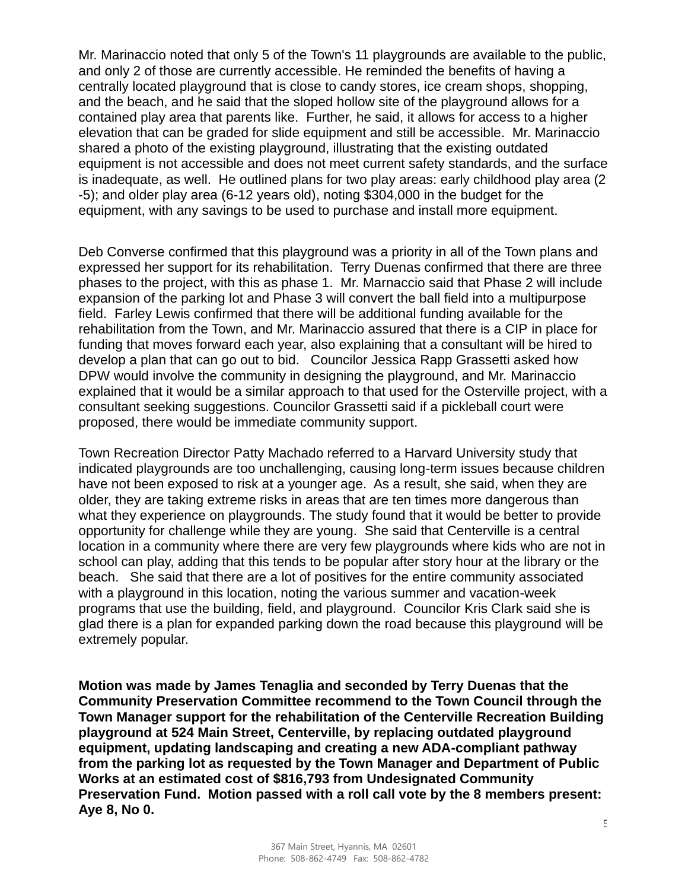Mr. Marinaccio noted that only 5 of the Town's 11 playgrounds are available to the public, and only 2 of those are currently accessible. He reminded the benefits of having a centrally located playground that is close to candy stores, ice cream shops, shopping, and the beach, and he said that the sloped hollow site of the playground allows for a contained play area that parents like. Further, he said, it allows for access to a higher elevation that can be graded for slide equipment and still be accessible. Mr. Marinaccio shared a photo of the existing playground, illustrating that the existing outdated equipment is not accessible and does not meet current safety standards, and the surface is inadequate, as well. He outlined plans for two play areas: early childhood play area (2 -5); and older play area (6-12 years old), noting $304,000 in the budget for the equipment, with any savings to be used to purchase and install more equipment.

Deb Converse confirmed that this playground was a priority in all of the Town plans and expressed her support for its rehabilitation. Terry Duenas confirmed that there are three phases to the project, with this as phase 1. Mr. Marnaccio said that Phase 2 will include expansion of the parking lot and Phase 3 will convert the ball field into a multipurpose field. Farley Lewis confirmed that there will be additional funding available for the rehabilitation from the Town, and Mr. Marinaccio assured that there is a CIP in place for funding that moves forward each year, also explaining that a consultant will be hired to develop a plan that can go out to bid. Councilor Jessica Rapp Grassetti asked how DPW would involve the community in designing the playground, and Mr. Marinaccio explained that it would be a similar approach to that used for the Osterville project, with a consultant seeking suggestions. Councilor Grassetti said if a pickleball court were proposed, there would be immediate community support.

Town Recreation Director Patty Machado referred to a Harvard University study that indicated playgrounds are too unchallenging, causing long-term issues because children have not been exposed to risk at a younger age. As a result, she said, when they are older, they are taking extreme risks in areas that are ten times more dangerous than what they experience on playgrounds. The study found that it would be better to provide opportunity for challenge while they are young. She said that Centerville is a central location in a community where there are very few playgrounds where kids who are not in school can play, adding that this tends to be popular after story hour at the library or the beach. She said that there are a lot of positives for the entire community associated with a playground in this location, noting the various summer and vacation-week programs that use the building, field, and playground. Councilor Kris Clark said she is glad there is a plan for expanded parking down the road because this playground will be extremely popular.

**Motion was made by James Tenaglia and seconded by Terry Duenas that the Community Preservation Committee recommend to the Town Council through the Town Manager support for the rehabilitation of the Centerville Recreation Building playground at 524 Main Street, Centerville, by replacing outdated playground equipment, updating landscaping and creating a new ADA-compliant pathway from the parking lot as requested by the Town Manager and Department of Public Works at an estimated cost of $816,793 from Undesignated Community Preservation Fund. Motion passed with a roll call vote by the 8 members present: Aye 8, No 0.**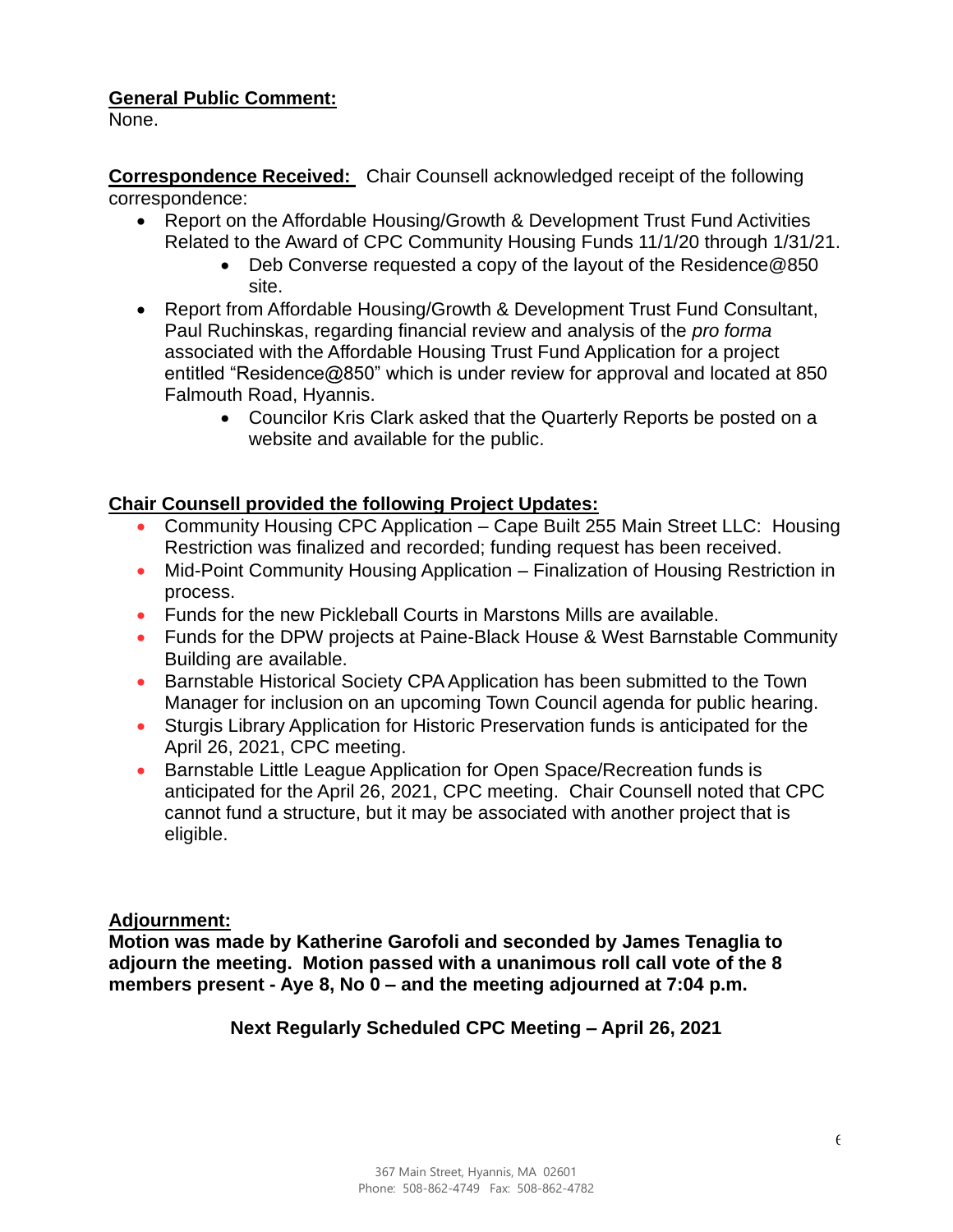**General Public Comment:**
None.

**Correspondence Received:** Chair Counsell acknowledged receipt of the following correspondence:

- Report on the Affordable Housing/Growth & Development Trust Fund Activities Related to the Award of CPC Community Housing Funds 11/1/20 through 1/31/21.
  - Deb Converse requested a copy of the layout of the Residence@850 site.
- Report from Affordable Housing/Growth & Development Trust Fund Consultant, Paul Ruchinskas, regarding financial review and analysis of the *pro forma* associated with the Affordable Housing Trust Fund Application for a project entitled "Residence@850" which is under review for approval and located at 850 Falmouth Road, Hyannis.
  - Councilor Kris Clark asked that the Quarterly Reports be posted on a website and available for the public.

**Chair Counsell provided the following Project Updates:**

- Community Housing CPC Application – Cape Built 255 Main Street LLC: Housing Restriction was finalized and recorded; funding request has been received.
- Mid-Point Community Housing Application – Finalization of Housing Restriction in process.
- Funds for the new Pickleball Courts in Marstons Mills are available.
- Funds for the DPW projects at Paine-Black House & West Barnstable Community Building are available.
- Barnstable Historical Society CPA Application has been submitted to the Town Manager for inclusion on an upcoming Town Council agenda for public hearing.
- Sturgis Library Application for Historic Preservation funds is anticipated for the April 26, 2021, CPC meeting.
- Barnstable Little League Application for Open Space/Recreation funds is anticipated for the April 26, 2021, CPC meeting. Chair Counsell noted that CPC cannot fund a structure, but it may be associated with another project that is eligible.

**Adjournment:**
**Motion was made by Katherine Garofoli and seconded by James Tenaglia to adjourn the meeting. Motion passed with a unanimous roll call vote of the 8 members present - Aye 8, No 0 – and the meeting adjourned at 7:04 p.m.**

**Next Regularly Scheduled CPC Meeting – April 26, 2021**

367 Main Street, Hyannis, MA 02601
Phone: 508-862-4749 Fax: 508-862-4782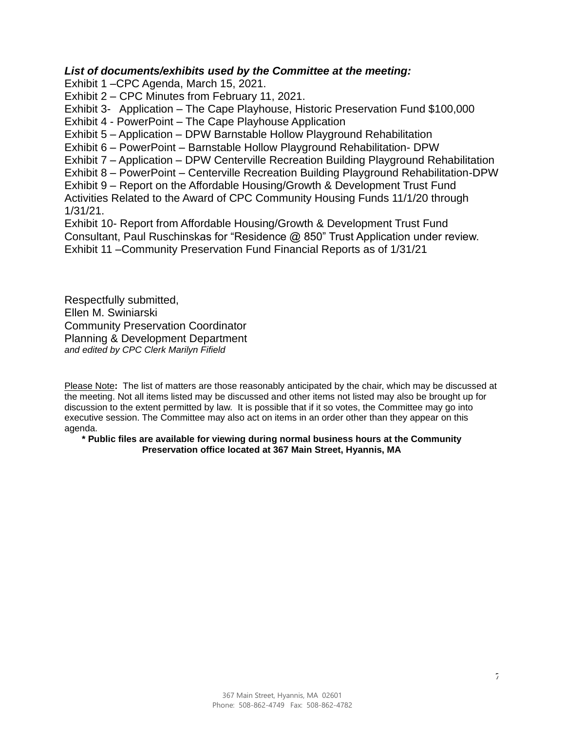***List of documents/exhibits used by the Committee at the meeting:***

Exhibit 1 –CPC Agenda, March 15, 2021.
Exhibit 2 – CPC Minutes from February 11, 2021.
Exhibit 3- Application – The Cape Playhouse, Historic Preservation Fund $100,000
Exhibit 4 - PowerPoint – The Cape Playhouse Application
Exhibit 5 – Application – DPW Barnstable Hollow Playground Rehabilitation
Exhibit 6 – PowerPoint – Barnstable Hollow Playground Rehabilitation- DPW
Exhibit 7 – Application – DPW Centerville Recreation Building Playground Rehabilitation
Exhibit 8 – PowerPoint – Centerville Recreation Building Playground Rehabilitation-DPW
Exhibit 9 – Report on the Affordable Housing/Growth & Development Trust Fund Activities Related to the Award of CPC Community Housing Funds 11/1/20 through 1/31/21.
Exhibit 10- Report from Affordable Housing/Growth & Development Trust Fund Consultant, Paul Ruschinskas for "Residence @ 850" Trust Application under review.
Exhibit 11 –Community Preservation Fund Financial Reports as of 1/31/21

Respectfully submitted,
Ellen M. Swiniarski
Community Preservation Coordinator
Planning & Development Department
*and edited by CPC Clerk Marilyn Fifield*

Please Note**:** The list of matters are those reasonably anticipated by the chair, which may be discussed at the meeting. Not all items listed may be discussed and other items not listed may also be brought up for discussion to the extent permitted by law. It is possible that if it so votes, the Committee may go into executive session. The Committee may also act on items in an order other than they appear on this agenda.

**\* Public files are available for viewing during normal business hours at the Community Preservation office located at 367 Main Street, Hyannis, MA**

367 Main Street, Hyannis, MA 02601
Phone: 508-862-4749 Fax: 508-862-4782